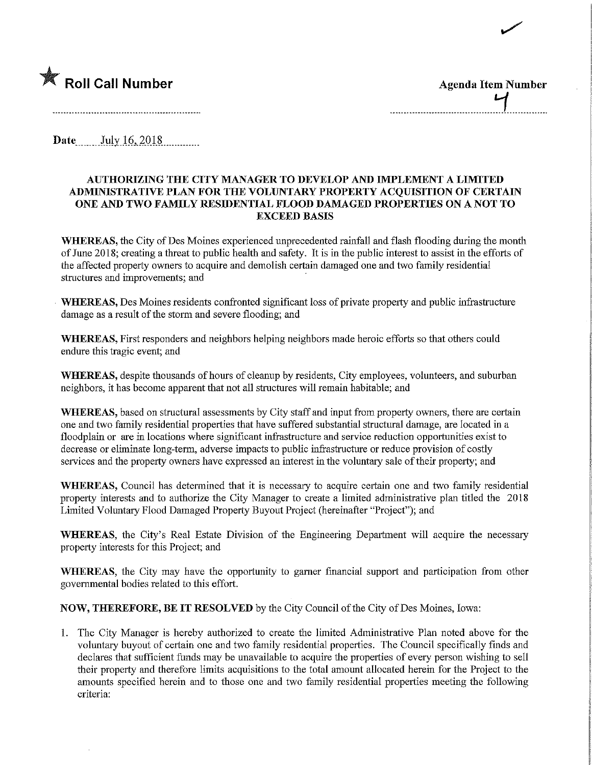★ **Roll Call Number**

**Agenda Item Number**

4

**Date** July 16, 2018

## AUTHORIZING THE CITY MANAGER TO DEVELOP AND IMPLEMENT A LIMITED ADMINISTRATIVE PLAN FOR THE VOLUNTARY PROPERTY ACQUISITION OF CERTAIN ONE AND TWO FAMILY RESIDENTIAL FLOOD DAMAGED PROPERTIES ON A NOT TO EXCEED BASIS

**WHEREAS,** the City of Des Moines experienced unprecedented rainfall and flash flooding during the month of June 2018; creating a threat to public health and safety. It is in the public interest to assist in the efforts of the affected property owners to acquire and demolish certain damaged one and two family residential structures and improvements; and

**WHEREAS,** Des Moines residents confronted significant loss of private property and public infrastructure damage as a result of the storm and severe flooding; and

**WHEREAS,** First responders and neighbors helping neighbors made heroic efforts so that others could endure this tragic event; and

**WHEREAS,** despite thousands of hours of cleanup by residents, City employees, volunteers, and suburban neighbors, it has become apparent that not all structures will remain habitable; and

**WHEREAS,** based on structural assessments by City staff and input from property owners, there are certain one and two family residential properties that have suffered substantial structural damage, are located in a floodplain or are in locations where significant infrastructure and service reduction opportunities exist to decrease or eliminate long-term, adverse impacts to public infrastructure or reduce provision of costly services and the property owners have expressed an interest in the voluntary sale of their property; and

**WHEREAS,** Council has determined that it is necessary to acquire certain one and two family residential property interests and to authorize the City Manager to create a limited administrative plan titled the 2018 Limited Voluntary Flood Damaged Property Buyout Project (hereinafter "Project"); and

**WHEREAS,** the City's Real Estate Division of the Engineering Department will acquire the necessary property interests for this Project; and

**WHEREAS,** the City may have the opportunity to garner financial support and participation from other governmental bodies related to this effort.

**NOW, THEREFORE, BE IT RESOLVED** by the City Council of the City of Des Moines, Iowa:

1. The City Manager is hereby authorized to create the limited Administrative Plan noted above for the voluntary buyout of certain one and two family residential properties. The Council specifically finds and declares that sufficient funds may be unavailable to acquire the properties of every person wishing to sell their property and therefore limits acquisitions to the total amount allocated herein for the Project to the amounts specified herein and to those one and two family residential properties meeting the following criteria: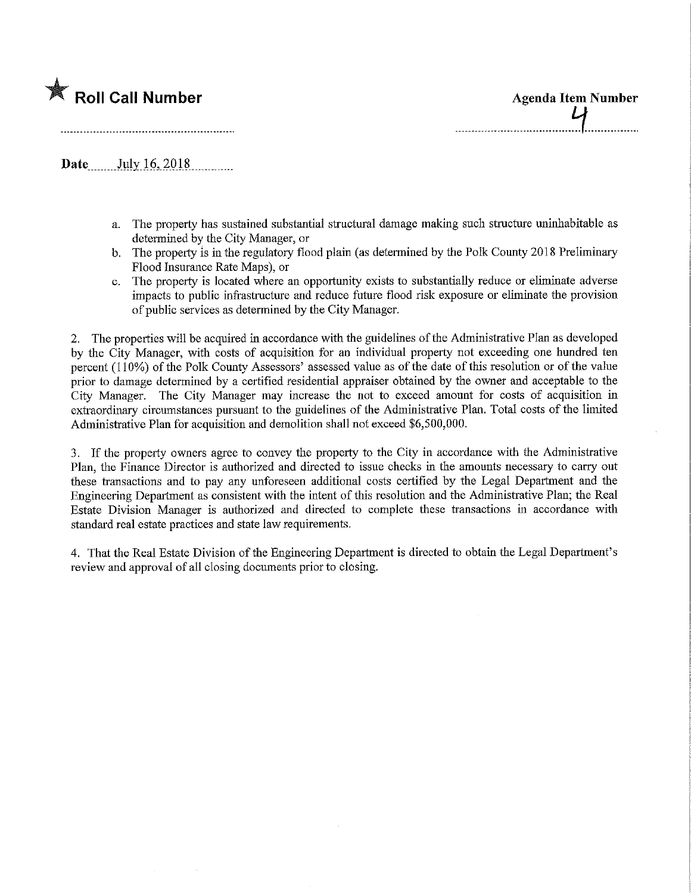★ **Roll Call Number**

**Agenda Item Number**
4

**Date** July 16, 2018

a. The property has sustained substantial structural damage making such structure uninhabitable as determined by the City Manager, or
b. The property is in the regulatory flood plain (as determined by the Polk County 2018 Preliminary Flood Insurance Rate Maps), or
c. The property is located where an opportunity exists to substantially reduce or eliminate adverse impacts to public infrastructure and reduce future flood risk exposure or eliminate the provision of public services as determined by the City Manager.

2. The properties will be acquired in accordance with the guidelines of the Administrative Plan as developed by the City Manager, with costs of acquisition for an individual property not exceeding one hundred ten percent (110%) of the Polk County Assessors' assessed value as of the date of this resolution or of the value prior to damage determined by a certified residential appraiser obtained by the owner and acceptable to the City Manager. The City Manager may increase the not to exceed amount for costs of acquisition in extraordinary circumstances pursuant to the guidelines of the Administrative Plan. Total costs of the limited Administrative Plan for acquisition and demolition shall not exceed $6,500,000.

3. If the property owners agree to convey the property to the City in accordance with the Administrative Plan, the Finance Director is authorized and directed to issue checks in the amounts necessary to carry out these transactions and to pay any unforeseen additional costs certified by the Legal Department and the Engineering Department as consistent with the intent of this resolution and the Administrative Plan; the Real Estate Division Manager is authorized and directed to complete these transactions in accordance with standard real estate practices and state law requirements.

4. That the Real Estate Division of the Engineering Department is directed to obtain the Legal Department's review and approval of all closing documents prior to closing.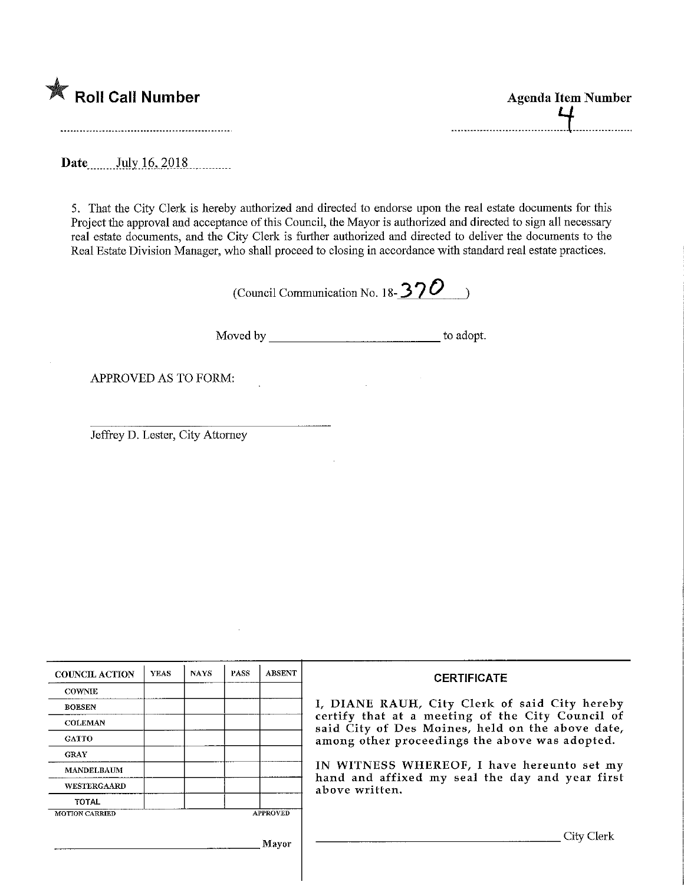★ **Roll Call Number**

**Agenda Item Number**

4

**Date** July 16, 2018

5. That the City Clerk is hereby authorized and directed to endorse upon the real estate documents for this Project the approval and acceptance of this Council, the Mayor is authorized and directed to sign all necessary real estate documents, and the City Clerk is further authorized and directed to deliver the documents to the Real Estate Division Manager, who shall proceed to closing in accordance with standard real estate practices.

(Council Communication No. 18-370)

Moved by ____________________________ to adopt.

APPROVED AS TO FORM:

______________________________

Jeffrey D. Lester, City Attorney

| COUNCIL ACTION | YEAS | NAYS | PASS | ABSENT |
|---|---|---|---|---|
| COWNIE | | | | |
| BOESEN | | | | |
| COLEMAN | | | | |
| GATTO | | | | |
| GRAY | | | | |
| MANDELBAUM | | | | |
| WESTERGAARD | | | | |
| TOTAL | | | | |

MOTION CARRIED APPROVED

______________________________ Mayor

**CERTIFICATE**

I, DIANE RAUH, City Clerk of said City hereby certify that at a meeting of the City Council of said City of Des Moines, held on the above date, among other proceedings the above was adopted.

IN WITNESS WHEREOF, I have hereunto set my hand and affixed my seal the day and year first above written.

______________________________ City Clerk